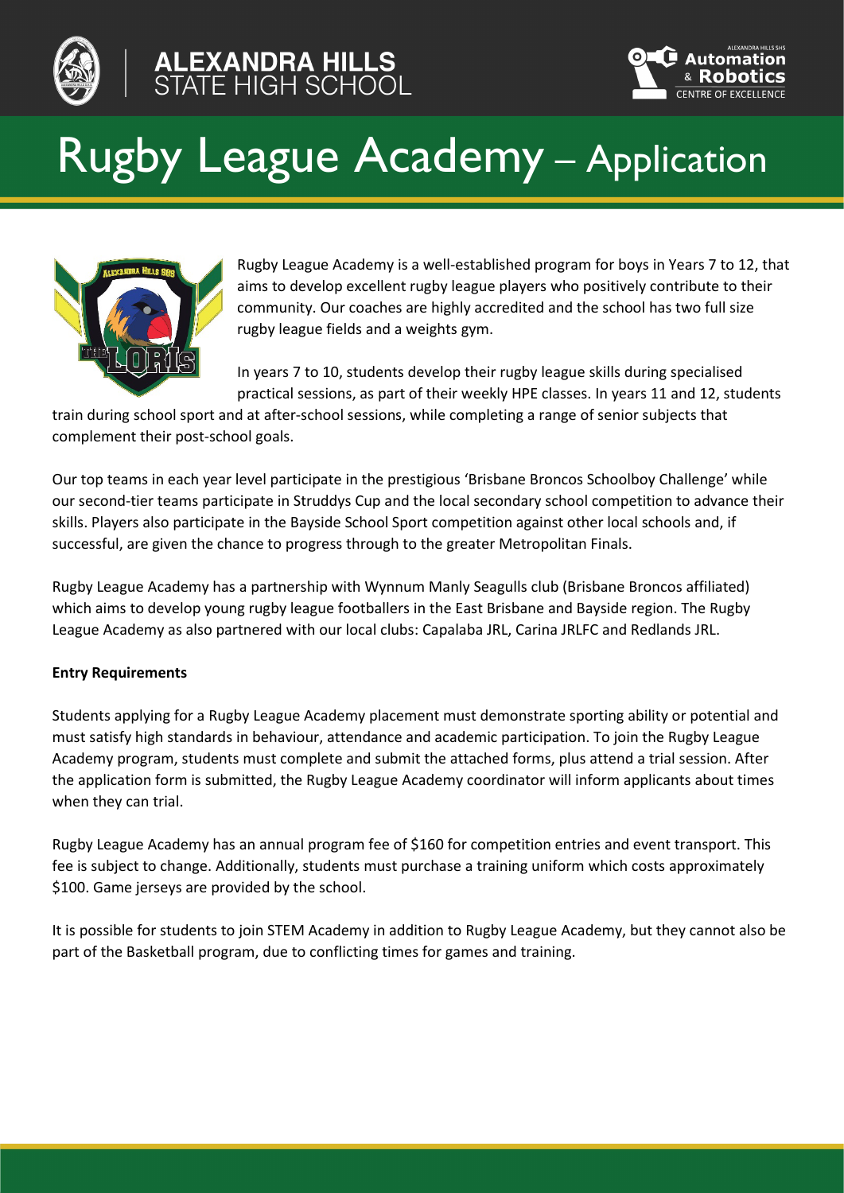# Rugby League Academy – Application

Rugby League Academy is a well-established program for boys in Years 7 to 12, that aims to develop excellent rugby league players who positively contribute to their community. Our coaches are highly accredited and the school has two full size rugby league fields and a weights gym.

In years 7 to 10, students develop their rugby league skills during specialised practical sessions, as part of their weekly HPE classes. In years 11 and 12, students train during school sport and at after-school sessions, while completing a range of senior subjects that complement their post-school goals.

Our top teams in each year level participate in the prestigious 'Brisbane Broncos Schoolboy Challenge' while our second-tier teams participate in Struddys Cup and the local secondary school competition to advance their skills. Players also participate in the Bayside School Sport competition against other local schools and, if successful, are given the chance to progress through to the greater Metropolitan Finals.

Rugby League Academy has a partnership with Wynnum Manly Seagulls club (Brisbane Broncos affiliated) which aims to develop young rugby league footballers in the East Brisbane and Bayside region. The Rugby League Academy as also partnered with our local clubs: Capalaba JRL, Carina JRLFC and Redlands JRL.

**Entry Requirements**

Students applying for a Rugby League Academy placement must demonstrate sporting ability or potential and must satisfy high standards in behaviour, attendance and academic participation. To join the Rugby League Academy program, students must complete and submit the attached forms, plus attend a trial session. After the application form is submitted, the Rugby League Academy coordinator will inform applicants about times when they can trial.

Rugby League Academy has an annual program fee of $160 for competition entries and event transport. This fee is subject to change. Additionally, students must purchase a training uniform which costs approximately $100. Game jerseys are provided by the school.

It is possible for students to join STEM Academy in addition to Rugby League Academy, but they cannot also be part of the Basketball program, due to conflicting times for games and training.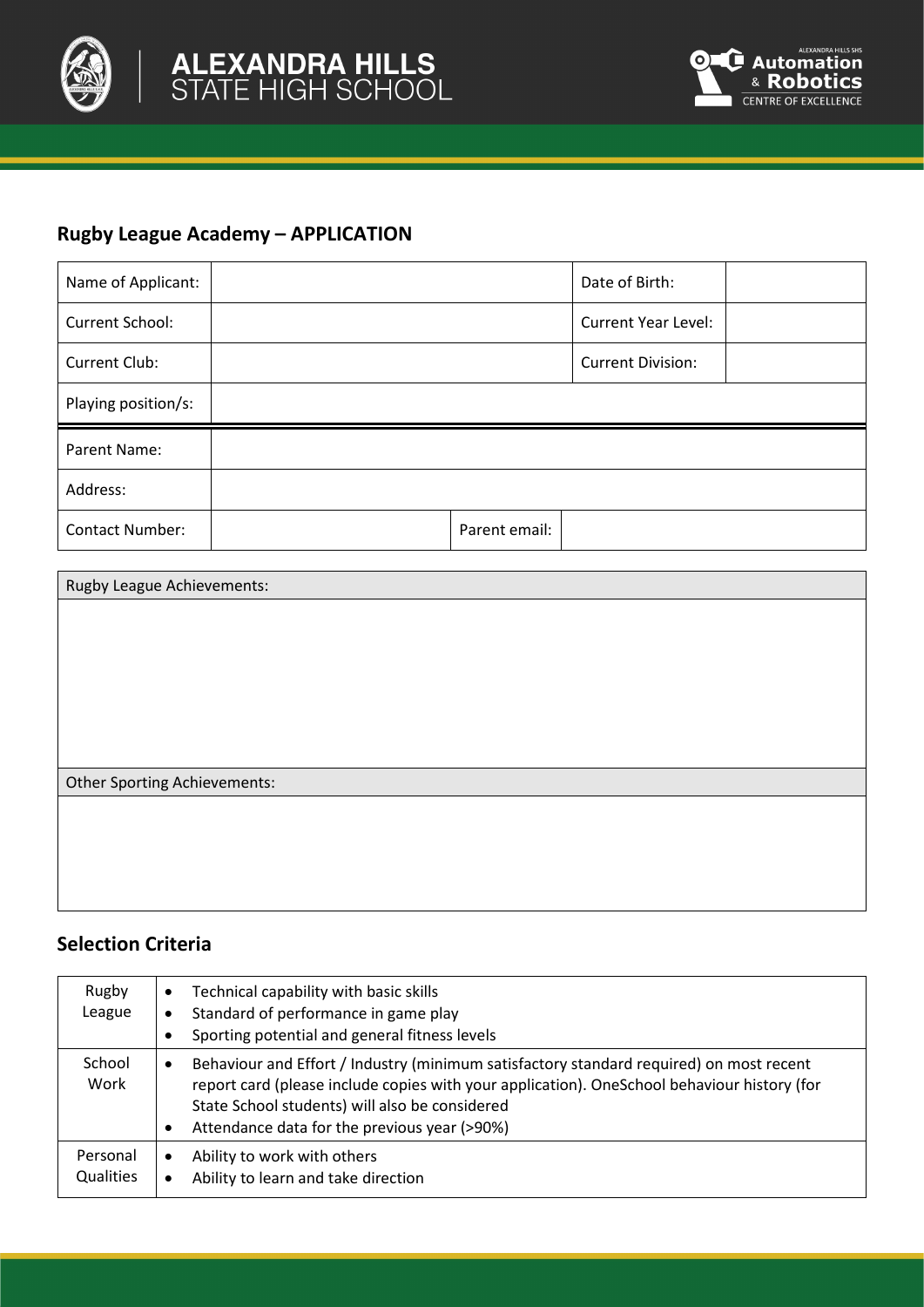## Rugby League Academy – APPLICATION

| Name of Applicant: | | Date of Birth: | |
|---|---|---|---|
| Current School: | | Current Year Level: | |
| Current Club: | | Current Division: | |
| Playing position/s: | | | |

| Parent Name: | | | |
|---|---|---|---|
| Address: | | | |
| Contact Number: | | Parent email: | |

| Rugby League Achievements: |
|---|
| |

| Other Sporting Achievements: |
|---|
| |

## Selection Criteria

| | |
|---|---|
| Rugby League | • Technical capability with basic skills<br>• Standard of performance in game play<br>• Sporting potential and general fitness levels |
| School Work | • Behaviour and Effort / Industry (minimum satisfactory standard required) on most recent report card (please include copies with your application). OneSchool behaviour history (for State School students) will also be considered<br>• Attendance data for the previous year (>90%) |
| Personal Qualities | • Ability to work with others<br>• Ability to learn and take direction |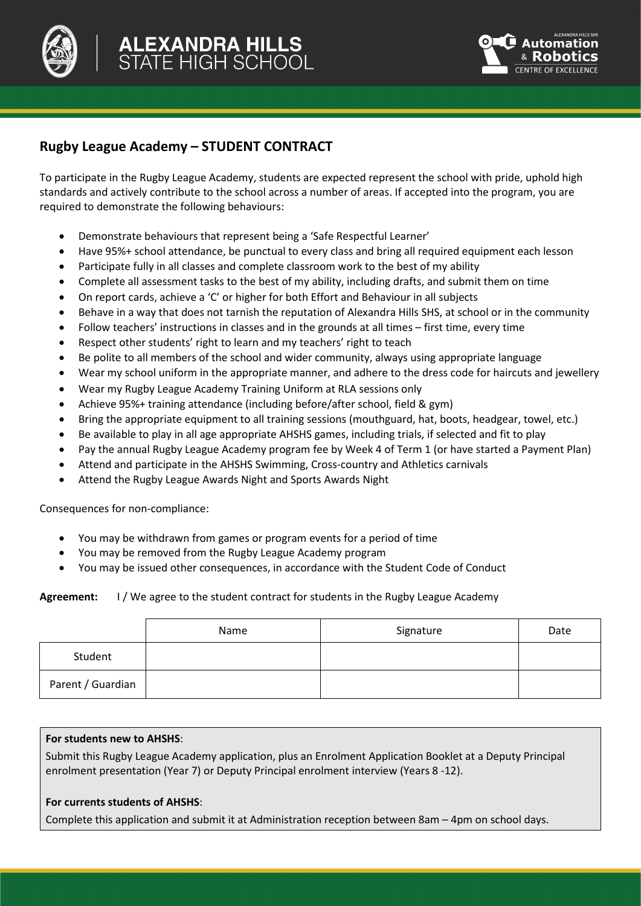## Rugby League Academy – STUDENT CONTRACT

To participate in the Rugby League Academy, students are expected represent the school with pride, uphold high standards and actively contribute to the school across a number of areas. If accepted into the program, you are required to demonstrate the following behaviours:

- Demonstrate behaviours that represent being a 'Safe Respectful Learner'
- Have 95%+ school attendance, be punctual to every class and bring all required equipment each lesson
- Participate fully in all classes and complete classroom work to the best of my ability
- Complete all assessment tasks to the best of my ability, including drafts, and submit them on time
- On report cards, achieve a 'C' or higher for both Effort and Behaviour in all subjects
- Behave in a way that does not tarnish the reputation of Alexandra Hills SHS, at school or in the community
- Follow teachers' instructions in classes and in the grounds at all times – first time, every time
- Respect other students' right to learn and my teachers' right to teach
- Be polite to all members of the school and wider community, always using appropriate language
- Wear my school uniform in the appropriate manner, and adhere to the dress code for haircuts and jewellery
- Wear my Rugby League Academy Training Uniform at RLA sessions only
- Achieve 95%+ training attendance (including before/after school, field & gym)
- Bring the appropriate equipment to all training sessions (mouthguard, hat, boots, headgear, towel, etc.)
- Be available to play in all age appropriate AHSHS games, including trials, if selected and fit to play
- Pay the annual Rugby League Academy program fee by Week 4 of Term 1 (or have started a Payment Plan)
- Attend and participate in the AHSHS Swimming, Cross-country and Athletics carnivals
- Attend the Rugby League Awards Night and Sports Awards Night

Consequences for non-compliance:

- You may be withdrawn from games or program events for a period of time
- You may be removed from the Rugby League Academy program
- You may be issued other consequences, in accordance with the Student Code of Conduct

**Agreement:** I / We agree to the student contract for students in the Rugby League Academy

| | Name | Signature | Date |
|---|---|---|---|
| Student | | | |
| Parent / Guardian | | | |

**For students new to AHSHS**:

Submit this Rugby League Academy application, plus an Enrolment Application Booklet at a Deputy Principal enrolment presentation (Year 7) or Deputy Principal enrolment interview (Years 8 -12).

**For currents students of AHSHS**:

Complete this application and submit it at Administration reception between 8am – 4pm on school days.